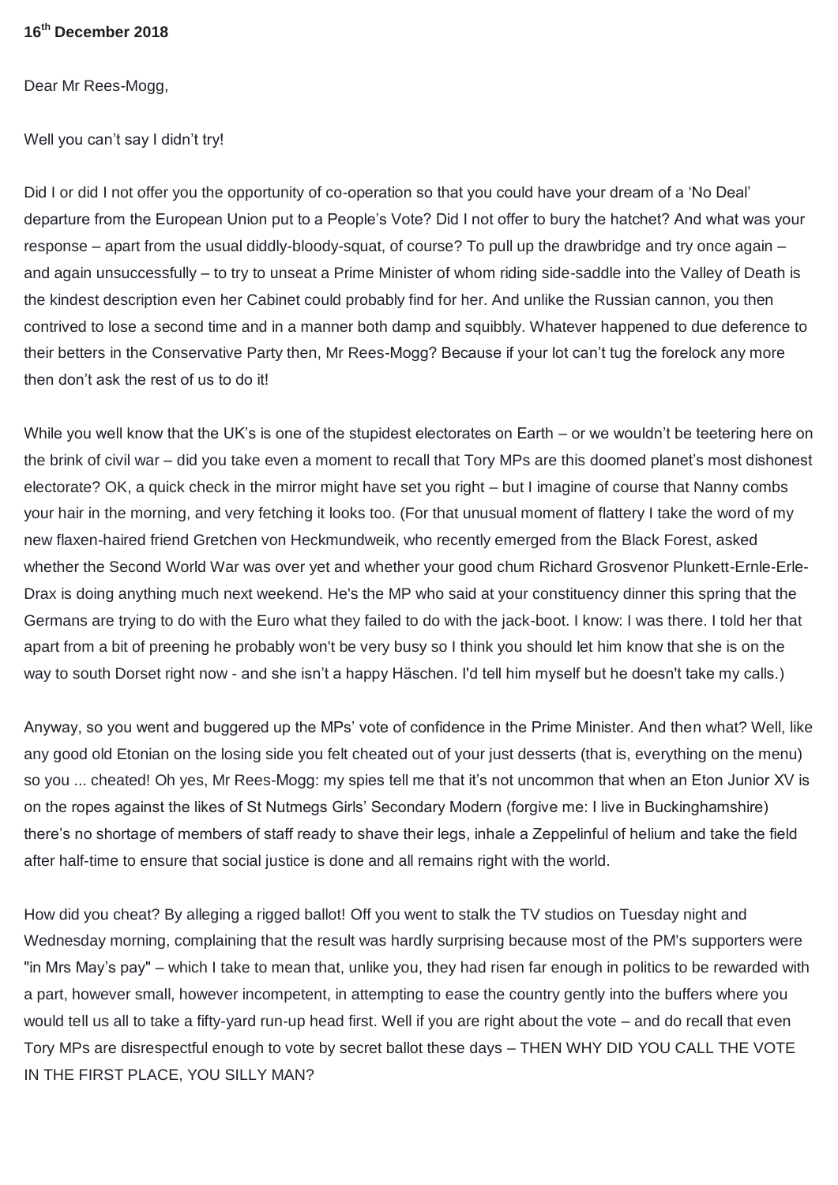**16th December 2018**

Dear Mr Rees-Mogg,

Well you can't say I didn't try!

Did I or did I not offer you the opportunity of co-operation so that you could have your dream of a 'No Deal' departure from the European Union put to a People's Vote? Did I not offer to bury the hatchet? And what was your response – apart from the usual diddly-bloody-squat, of course? To pull up the drawbridge and try once again – and again unsuccessfully – to try to unseat a Prime Minister of whom riding side-saddle into the Valley of Death is the kindest description even her Cabinet could probably find for her. And unlike the Russian cannon, you then contrived to lose a second time and in a manner both damp and squibbly. Whatever happened to due deference to their betters in the Conservative Party then, Mr Rees-Mogg? Because if your lot can't tug the forelock any more then don't ask the rest of us to do it!

While you well know that the UK's is one of the stupidest electorates on Earth – or we wouldn't be teetering here on the brink of civil war – did you take even a moment to recall that Tory MPs are this doomed planet's most dishonest electorate? OK, a quick check in the mirror might have set you right – but I imagine of course that Nanny combs your hair in the morning, and very fetching it looks too. (For that unusual moment of flattery I take the word of my new flaxen-haired friend Gretchen von Heckmundweik, who recently emerged from the Black Forest, asked whether the Second World War was over yet and whether your good chum Richard Grosvenor Plunkett-Ernle-Erle-Drax is doing anything much next weekend. He's the MP who said at your constituency dinner this spring that the Germans are trying to do with the Euro what they failed to do with the jack-boot. I know: I was there. I told her that apart from a bit of preening he probably won't be very busy so I think you should let him know that she is on the way to south Dorset right now - and she isn't a happy Häschen. I'd tell him myself but he doesn't take my calls.)

Anyway, so you went and buggered up the MPs' vote of confidence in the Prime Minister. And then what? Well, like any good old Etonian on the losing side you felt cheated out of your just desserts (that is, everything on the menu) so you ... cheated! Oh yes, Mr Rees-Mogg: my spies tell me that it's not uncommon that when an Eton Junior XV is on the ropes against the likes of St Nutmegs Girls' Secondary Modern (forgive me: I live in Buckinghamshire) there's no shortage of members of staff ready to shave their legs, inhale a Zeppelinful of helium and take the field after half-time to ensure that social justice is done and all remains right with the world.

How did you cheat? By alleging a rigged ballot! Off you went to stalk the TV studios on Tuesday night and Wednesday morning, complaining that the result was hardly surprising because most of the PM's supporters were "in Mrs May's pay" – which I take to mean that, unlike you, they had risen far enough in politics to be rewarded with a part, however small, however incompetent, in attempting to ease the country gently into the buffers where you would tell us all to take a fifty-yard run-up head first. Well if you are right about the vote – and do recall that even Tory MPs are disrespectful enough to vote by secret ballot these days – THEN WHY DID YOU CALL THE VOTE IN THE FIRST PLACE, YOU SILLY MAN?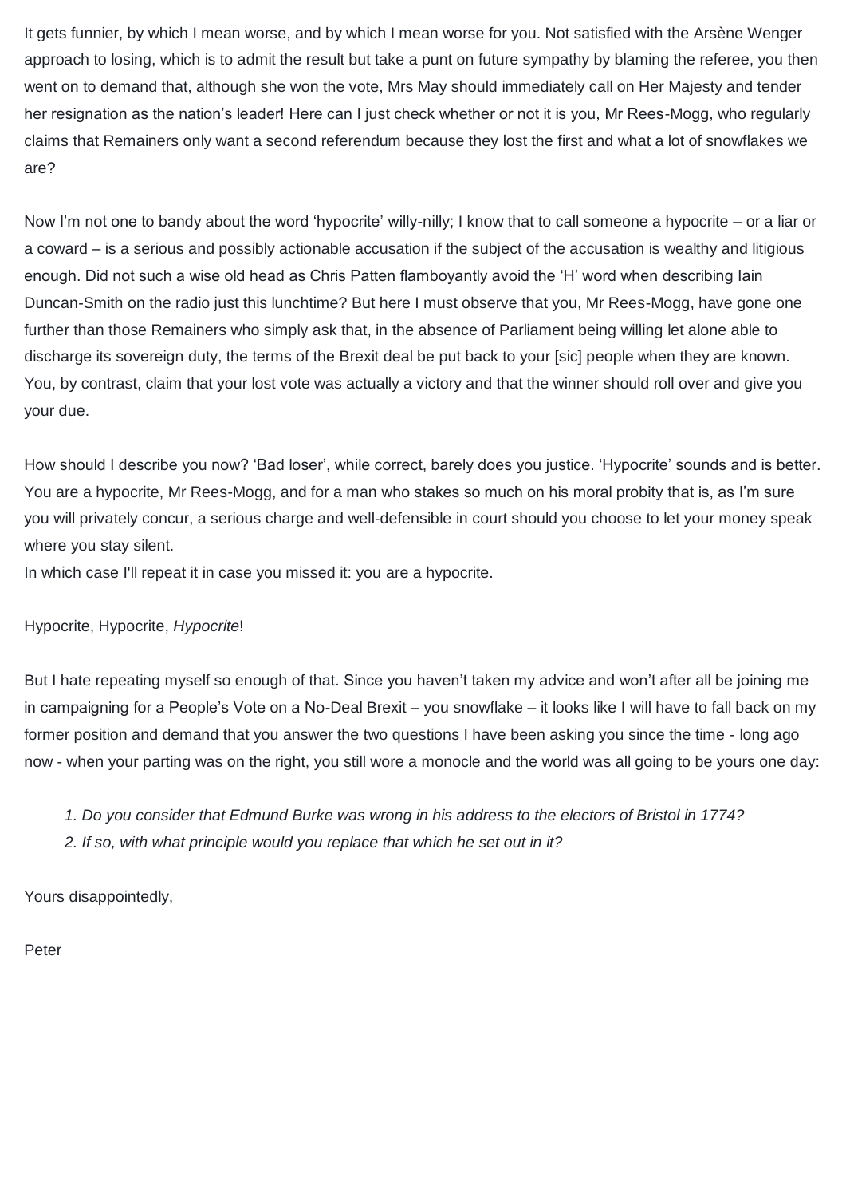It gets funnier, by which I mean worse, and by which I mean worse for you. Not satisfied with the Arsène Wenger approach to losing, which is to admit the result but take a punt on future sympathy by blaming the referee, you then went on to demand that, although she won the vote, Mrs May should immediately call on Her Majesty and tender her resignation as the nation's leader! Here can I just check whether or not it is you, Mr Rees-Mogg, who regularly claims that Remainers only want a second referendum because they lost the first and what a lot of snowflakes we are?

Now I'm not one to bandy about the word 'hypocrite' willy-nilly; I know that to call someone a hypocrite – or a liar or a coward – is a serious and possibly actionable accusation if the subject of the accusation is wealthy and litigious enough. Did not such a wise old head as Chris Patten flamboyantly avoid the 'H' word when describing Iain Duncan-Smith on the radio just this lunchtime? But here I must observe that you, Mr Rees-Mogg, have gone one further than those Remainers who simply ask that, in the absence of Parliament being willing let alone able to discharge its sovereign duty, the terms of the Brexit deal be put back to your [sic] people when they are known. You, by contrast, claim that your lost vote was actually a victory and that the winner should roll over and give you your due.

How should I describe you now? 'Bad loser', while correct, barely does you justice. 'Hypocrite' sounds and is better. You are a hypocrite, Mr Rees-Mogg, and for a man who stakes so much on his moral probity that is, as I'm sure you will privately concur, a serious charge and well-defensible in court should you choose to let your money speak where you stay silent.
In which case I'll repeat it in case you missed it: you are a hypocrite.

Hypocrite, Hypocrite, *Hypocrite*!

But I hate repeating myself so enough of that. Since you haven't taken my advice and won't after all be joining me in campaigning for a People's Vote on a No-Deal Brexit – you snowflake – it looks like I will have to fall back on my former position and demand that you answer the two questions I have been asking you since the time - long ago now - when your parting was on the right, you still wore a monocle and the world was all going to be yours one day:

1. *Do you consider that Edmund Burke was wrong in his address to the electors of Bristol in 1774?*
2. *If so, with what principle would you replace that which he set out in it?*

Yours disappointedly,

Peter